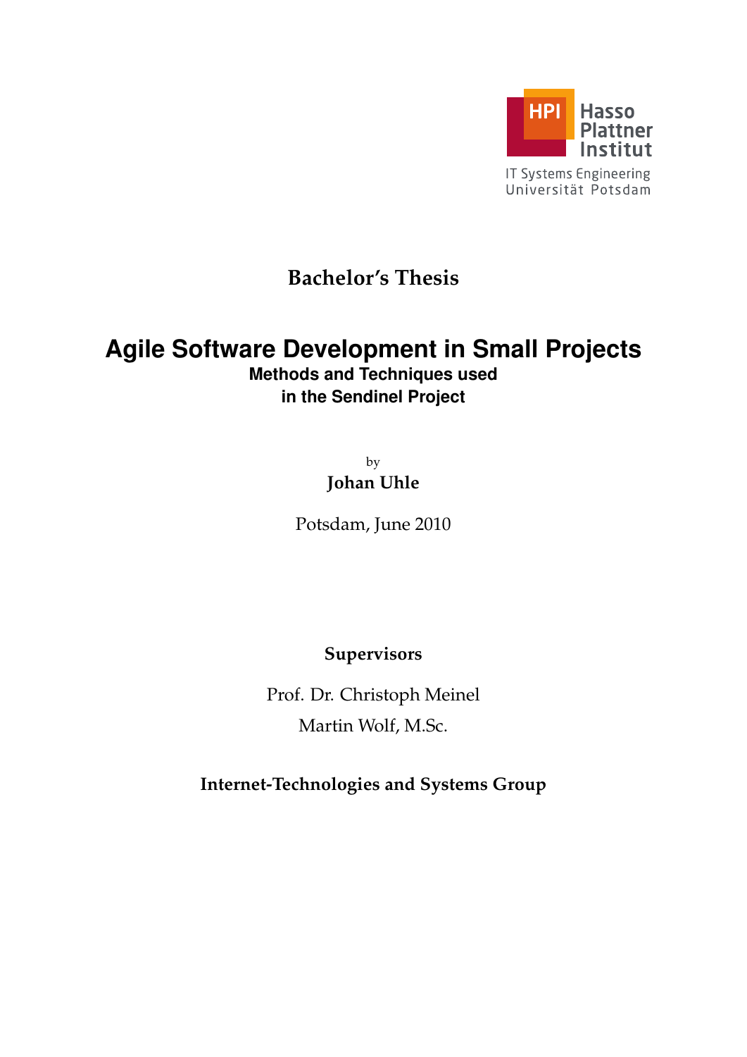Hasso Plattner Institut

IT Systems Engineering
Universität Potsdam

**Bachelor's Thesis**

# Agile Software Development in Small Projects

## Methods and Techniques used in the Sendinel Project

by

**Johan Uhle**

Potsdam, June 2010

**Supervisors**

Prof. Dr. Christoph Meinel

Martin Wolf, M.Sc.

**Internet-Technologies and Systems Group**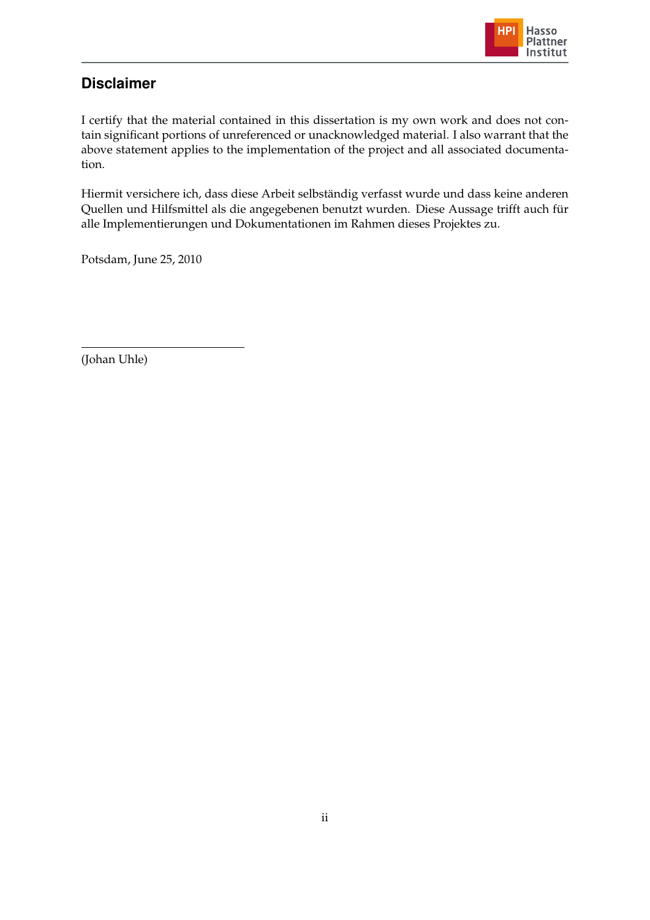## Disclaimer

I certify that the material contained in this dissertation is my own work and does not contain significant portions of unreferenced or unacknowledged material. I also warrant that the above statement applies to the implementation of the project and all associated documentation.

Hiermit versichere ich, dass diese Arbeit selbständig verfasst wurde und dass keine anderen Quellen und Hilfsmittel als die angegebenen benutzt wurden. Diese Aussage trifft auch für alle Implementierungen und Dokumentationen im Rahmen dieses Projektes zu.

Potsdam, June 25, 2010

(Johan Uhle)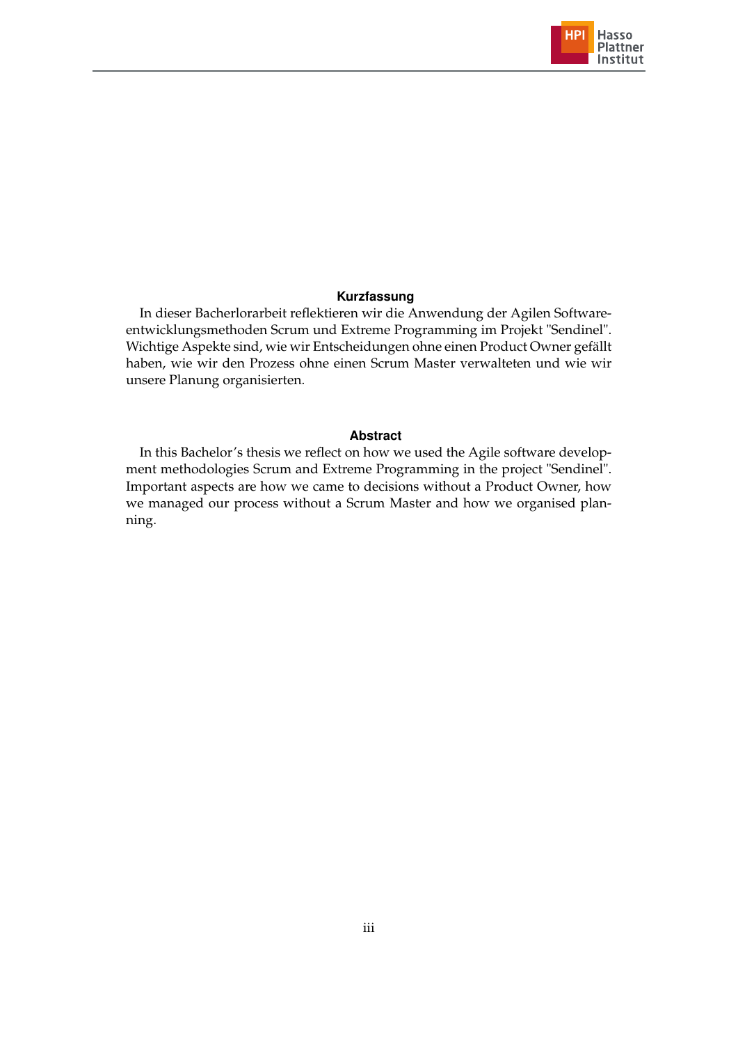### Kurzfassung

In dieser Bacherlorarbeit reflektieren wir die Anwendung der Agilen Softwareentwicklungsmethoden Scrum und Extreme Programming im Projekt "Sendinel". Wichtige Aspekte sind, wie wir Entscheidungen ohne einen Product Owner gefällt haben, wie wir den Prozess ohne einen Scrum Master verwalteten und wie wir unsere Planung organisierten.

### Abstract

In this Bachelor's thesis we reflect on how we used the Agile software development methodologies Scrum and Extreme Programming in the project "Sendinel". Important aspects are how we came to decisions without a Product Owner, how we managed our process without a Scrum Master and how we organised planning.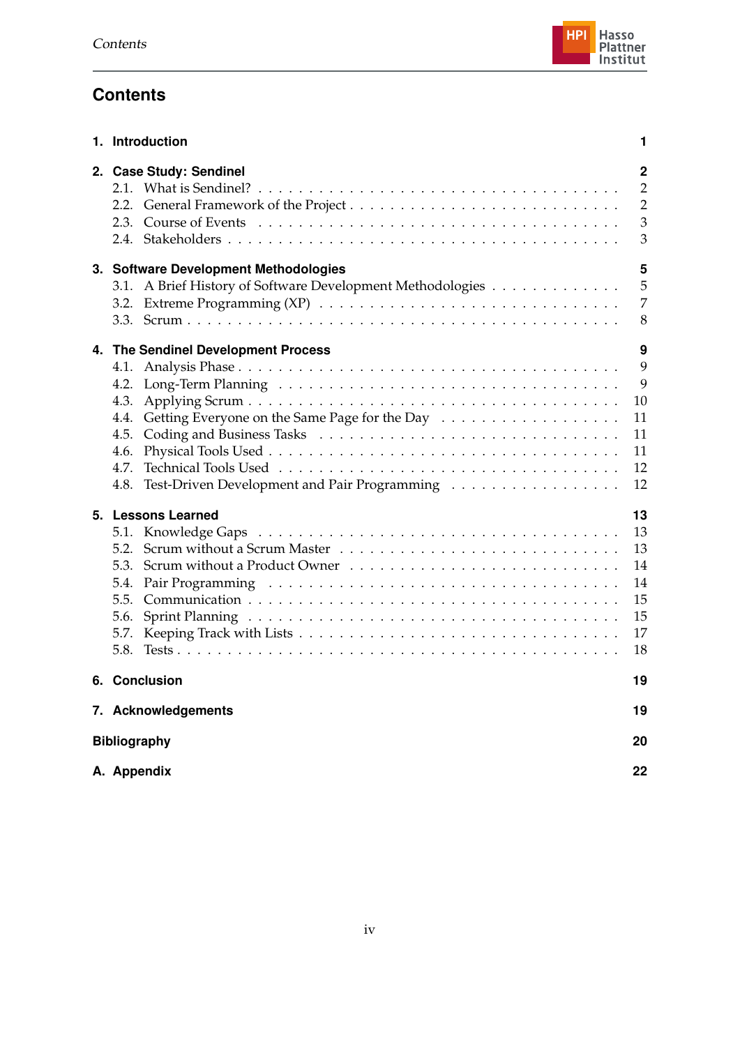# Contents

**1. Introduction** **1**

**2. Case Study: Sendinel** **2**
- 2.1. What is Sendinel? . . . 2
- 2.2. General Framework of the Project . . . 2
- 2.3. Course of Events . . . 3
- 2.4. Stakeholders . . . 3

**3. Software Development Methodologies** **5**
- 3.1. A Brief History of Software Development Methodologies . . . 5
- 3.2. Extreme Programming (XP) . . . 7
- 3.3. Scrum . . . 8

**4. The Sendinel Development Process** **9**
- 4.1. Analysis Phase . . . 9
- 4.2. Long-Term Planning . . . 9
- 4.3. Applying Scrum . . . 10
- 4.4. Getting Everyone on the Same Page for the Day . . . 11
- 4.5. Coding and Business Tasks . . . 11
- 4.6. Physical Tools Used . . . 11
- 4.7. Technical Tools Used . . . 12
- 4.8. Test-Driven Development and Pair Programming . . . 12

**5. Lessons Learned** **13**
- 5.1. Knowledge Gaps . . . 13
- 5.2. Scrum without a Scrum Master . . . 13
- 5.3. Scrum without a Product Owner . . . 14
- 5.4. Pair Programming . . . 14
- 5.5. Communication . . . 15
- 5.6. Sprint Planning . . . 15
- 5.7. Keeping Track with Lists . . . 17
- 5.8. Tests . . . 18

**6. Conclusion** **19**

**7. Acknowledgements** **19**

**Bibliography** **20**

**A. Appendix** **22**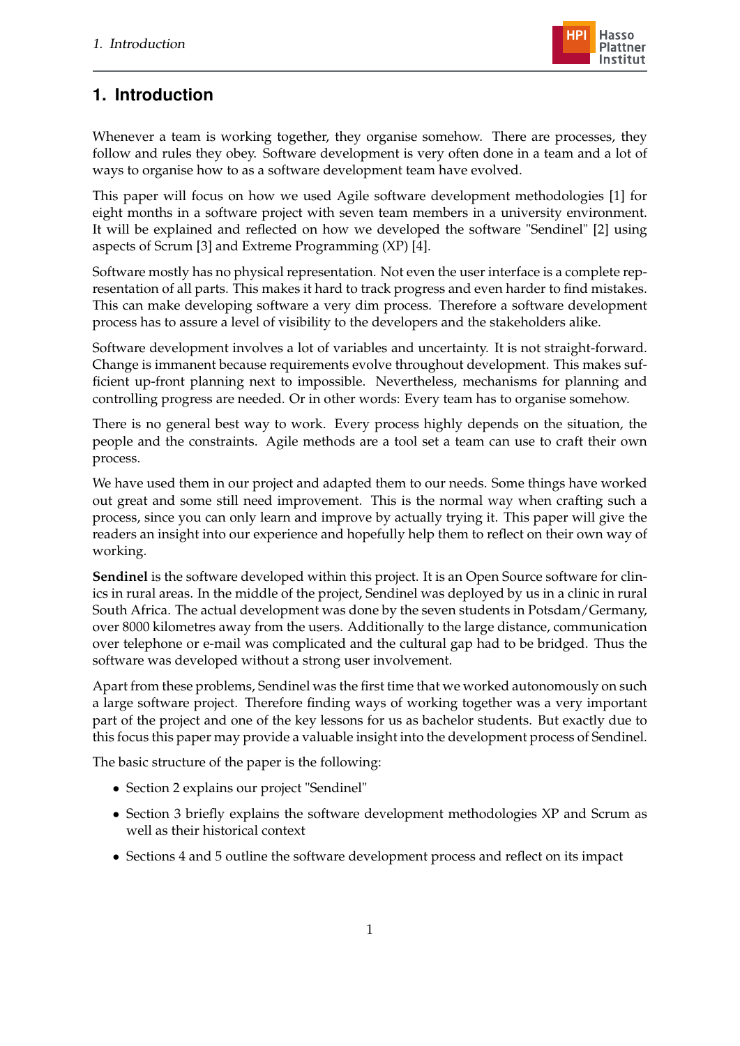# 1. Introduction

Whenever a team is working together, they organise somehow. There are processes, they follow and rules they obey. Software development is very often done in a team and a lot of ways to organise how to as a software development team have evolved.

This paper will focus on how we used Agile software development methodologies [1] for eight months in a software project with seven team members in a university environment. It will be explained and reflected on how we developed the software "Sendinel" [2] using aspects of Scrum [3] and Extreme Programming (XP) [4].

Software mostly has no physical representation. Not even the user interface is a complete representation of all parts. This makes it hard to track progress and even harder to find mistakes. This can make developing software a very dim process. Therefore a software development process has to assure a level of visibility to the developers and the stakeholders alike.

Software development involves a lot of variables and uncertainty. It is not straight-forward. Change is immanent because requirements evolve throughout development. This makes sufficient up-front planning next to impossible. Nevertheless, mechanisms for planning and controlling progress are needed. Or in other words: Every team has to organise somehow.

There is no general best way to work. Every process highly depends on the situation, the people and the constraints. Agile methods are a tool set a team can use to craft their own process.

We have used them in our project and adapted them to our needs. Some things have worked out great and some still need improvement. This is the normal way when crafting such a process, since you can only learn and improve by actually trying it. This paper will give the readers an insight into our experience and hopefully help them to reflect on their own way of working.

**Sendinel** is the software developed within this project. It is an Open Source software for clinics in rural areas. In the middle of the project, Sendinel was deployed by us in a clinic in rural South Africa. The actual development was done by the seven students in Potsdam/Germany, over 8000 kilometres away from the users. Additionally to the large distance, communication over telephone or e-mail was complicated and the cultural gap had to be bridged. Thus the software was developed without a strong user involvement.

Apart from these problems, Sendinel was the first time that we worked autonomously on such a large software project. Therefore finding ways of working together was a very important part of the project and one of the key lessons for us as bachelor students. But exactly due to this focus this paper may provide a valuable insight into the development process of Sendinel.

The basic structure of the paper is the following:

- Section 2 explains our project "Sendinel"
- Section 3 briefly explains the software development methodologies XP and Scrum as well as their historical context
- Sections 4 and 5 outline the software development process and reflect on its impact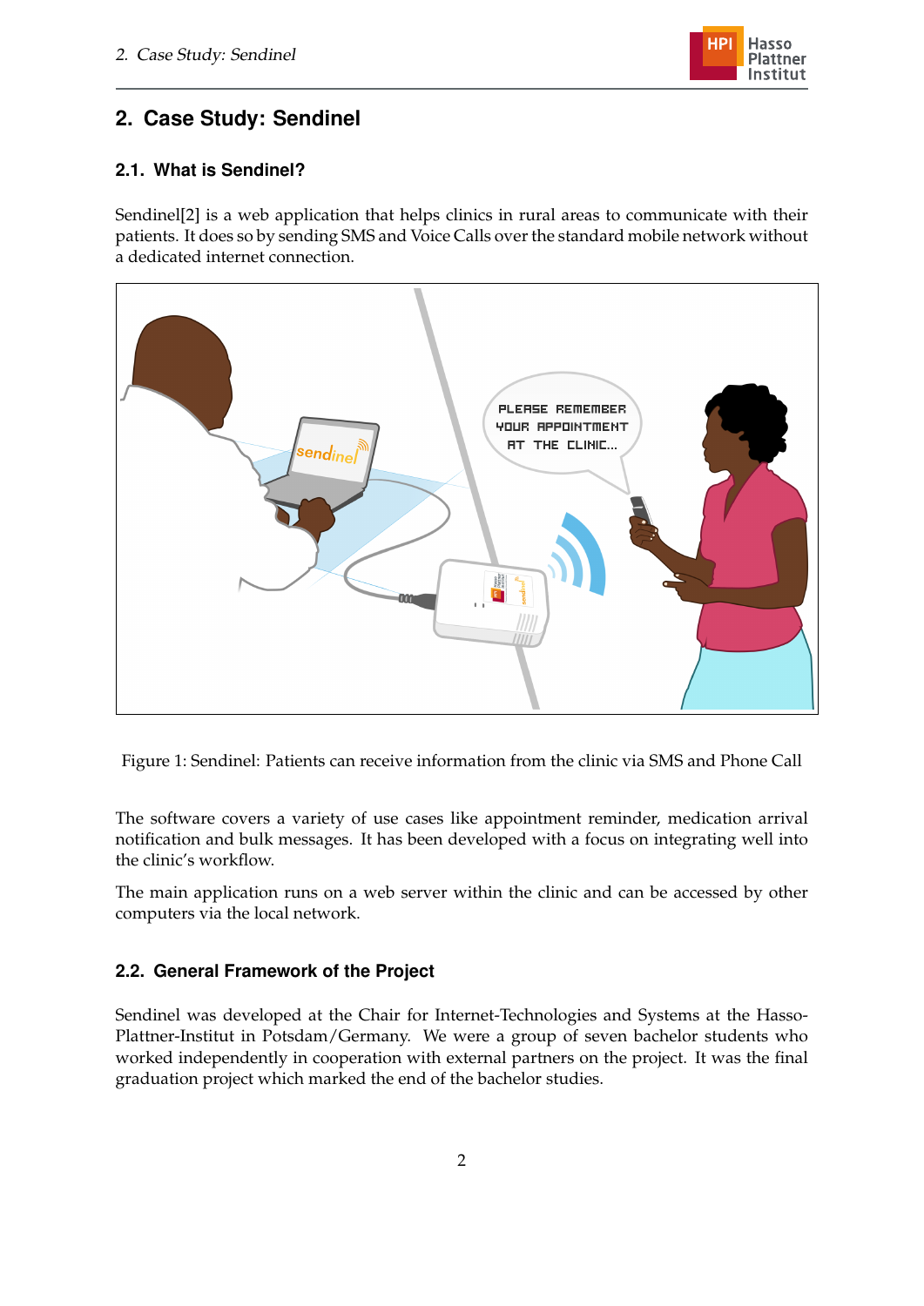## 2. Case Study: Sendinel

### 2.1. What is Sendinel?

Sendinel[2] is a web application that helps clinics in rural areas to communicate with their patients. It does so by sending SMS and Voice Calls over the standard mobile network without a dedicated internet connection.

Figure 1: Sendinel: Patients can receive information from the clinic via SMS and Phone Call

The software covers a variety of use cases like appointment reminder, medication arrival notification and bulk messages. It has been developed with a focus on integrating well into the clinic's workflow.

The main application runs on a web server within the clinic and can be accessed by other computers via the local network.

### 2.2. General Framework of the Project

Sendinel was developed at the Chair for Internet-Technologies and Systems at the Hasso-Plattner-Institut in Potsdam/Germany. We were a group of seven bachelor students who worked independently in cooperation with external partners on the project. It was the final graduation project which marked the end of the bachelor studies.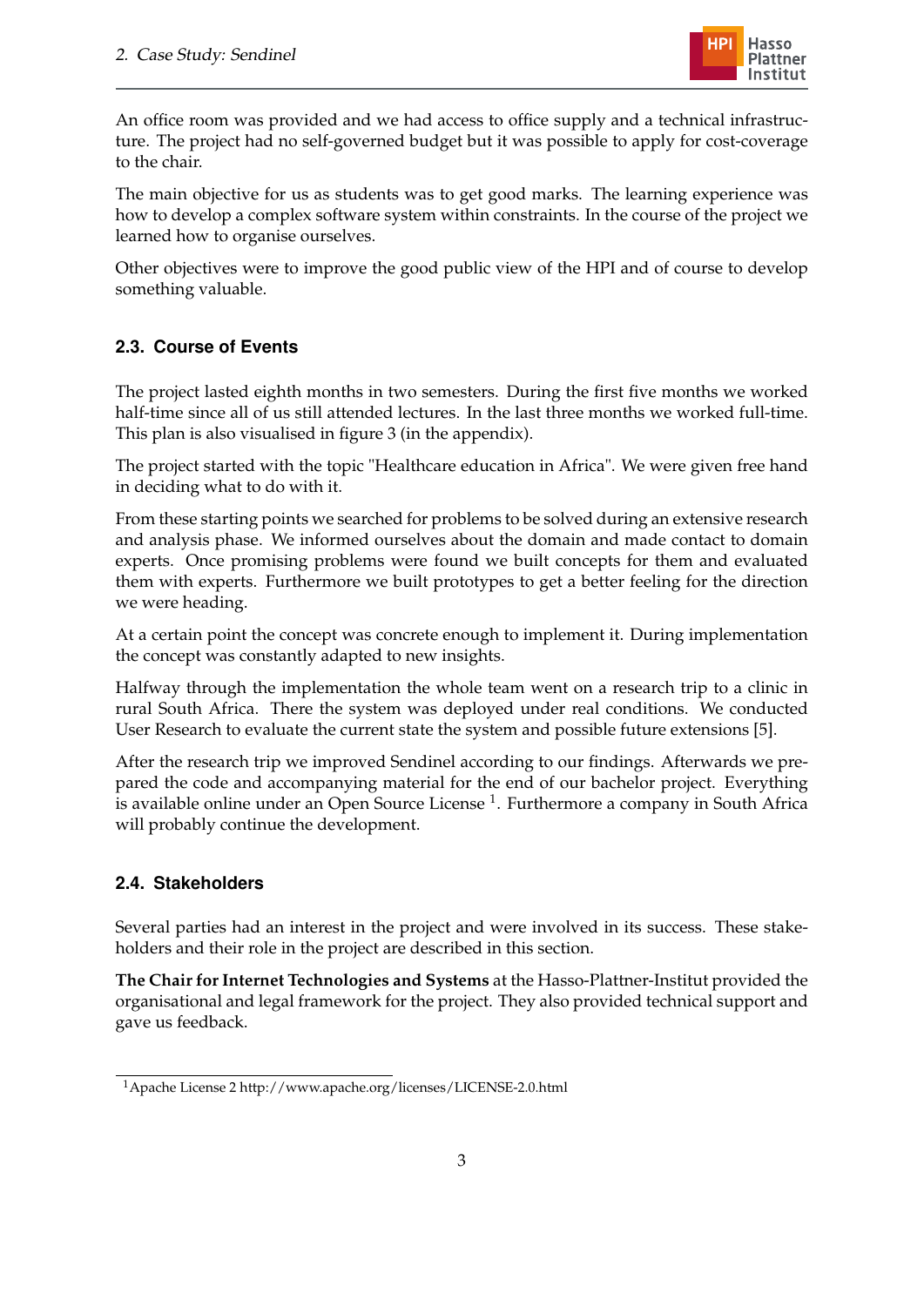An office room was provided and we had access to office supply and a technical infrastructure. The project had no self-governed budget but it was possible to apply for cost-coverage to the chair.

The main objective for us as students was to get good marks. The learning experience was how to develop a complex software system within constraints. In the course of the project we learned how to organise ourselves.

Other objectives were to improve the good public view of the HPI and of course to develop something valuable.

### 2.3. Course of Events

The project lasted eighth months in two semesters. During the first five months we worked half-time since all of us still attended lectures. In the last three months we worked full-time. This plan is also visualised in figure 3 (in the appendix).

The project started with the topic "Healthcare education in Africa". We were given free hand in deciding what to do with it.

From these starting points we searched for problems to be solved during an extensive research and analysis phase. We informed ourselves about the domain and made contact to domain experts. Once promising problems were found we built concepts for them and evaluated them with experts. Furthermore we built prototypes to get a better feeling for the direction we were heading.

At a certain point the concept was concrete enough to implement it. During implementation the concept was constantly adapted to new insights.

Halfway through the implementation the whole team went on a research trip to a clinic in rural South Africa. There the system was deployed under real conditions. We conducted User Research to evaluate the current state the system and possible future extensions [5].

After the research trip we improved Sendinel according to our findings. Afterwards we prepared the code and accompanying material for the end of our bachelor project. Everything is available online under an Open Source License [1]. Furthermore a company in South Africa will probably continue the development.

### 2.4. Stakeholders

Several parties had an interest in the project and were involved in its success. These stakeholders and their role in the project are described in this section.

**The Chair for Internet Technologies and Systems** at the Hasso-Plattner-Institut provided the organisational and legal framework for the project. They also provided technical support and gave us feedback.

[1] Apache License 2 http://www.apache.org/licenses/LICENSE-2.0.html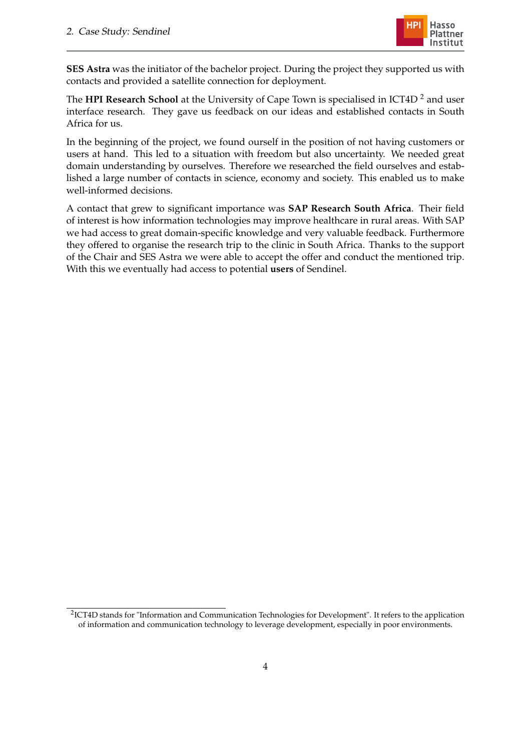**SES Astra** was the initiator of the bachelor project. During the project they supported us with contacts and provided a satellite connection for deployment.

The **HPI Research School** at the University of Cape Town is specialised in ICT4D [2] and user interface research. They gave us feedback on our ideas and established contacts in South Africa for us.

In the beginning of the project, we found ourself in the position of not having customers or users at hand. This led to a situation with freedom but also uncertainty. We needed great domain understanding by ourselves. Therefore we researched the field ourselves and established a large number of contacts in science, economy and society. This enabled us to make well-informed decisions.

A contact that grew to significant importance was **SAP Research South Africa**. Their field of interest is how information technologies may improve healthcare in rural areas. With SAP we had access to great domain-specific knowledge and very valuable feedback. Furthermore they offered to organise the research trip to the clinic in South Africa. Thanks to the support of the Chair and SES Astra we were able to accept the offer and conduct the mentioned trip. With this we eventually had access to potential **users** of Sendinel.

[2] ICT4D stands for "Information and Communication Technologies for Development". It refers to the application of information and communication technology to leverage development, especially in poor environments.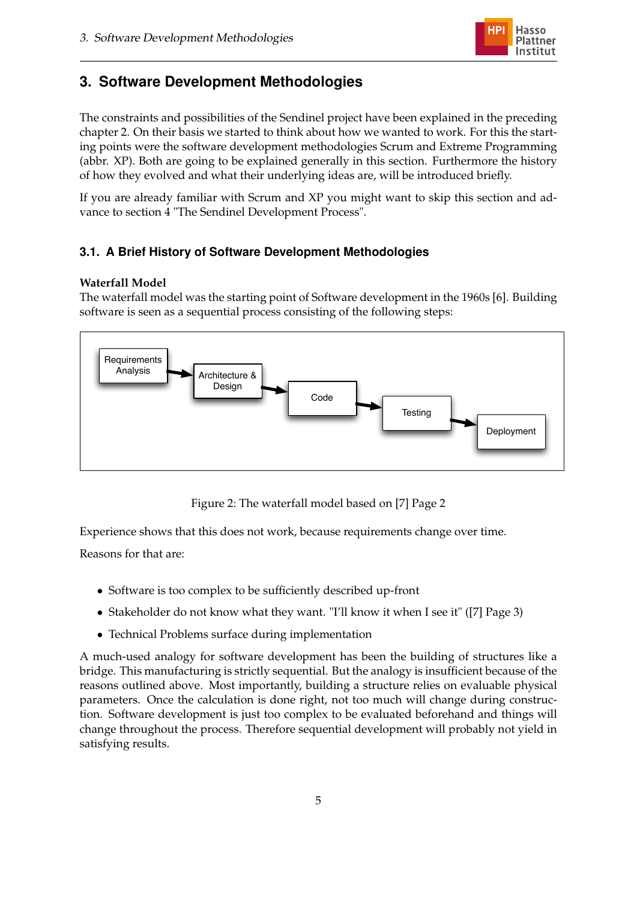# 3. Software Development Methodologies

The constraints and possibilities of the Sendinel project have been explained in the preceding chapter 2. On their basis we started to think about how we wanted to work. For this the starting points were the software development methodologies Scrum and Extreme Programming (abbr. XP). Both are going to be explained generally in this section. Furthermore the history of how they evolved and what their underlying ideas are, will be introduced briefly.

If you are already familiar with Scrum and XP you might want to skip this section and advance to section 4 "The Sendinel Development Process".

## 3.1. A Brief History of Software Development Methodologies

**Waterfall Model**
The waterfall model was the starting point of Software development in the 1960s [6]. Building software is seen as a sequential process consisting of the following steps:

Requirements Analysis → Architecture & Design → Code → Testing → Deployment

Figure 2: The waterfall model based on [7] Page 2

Experience shows that this does not work, because requirements change over time.

Reasons for that are:

- Software is too complex to be sufficiently described up-front
- Stakeholder do not know what they want. "I'll know it when I see it" ([7] Page 3)
- Technical Problems surface during implementation

A much-used analogy for software development has been the building of structures like a bridge. This manufacturing is strictly sequential. But the analogy is insufficient because of the reasons outlined above. Most importantly, building a structure relies on evaluable physical parameters. Once the calculation is done right, not too much will change during construction. Software development is just too complex to be evaluated beforehand and things will change throughout the process. Therefore sequential development will probably not yield in satisfying results.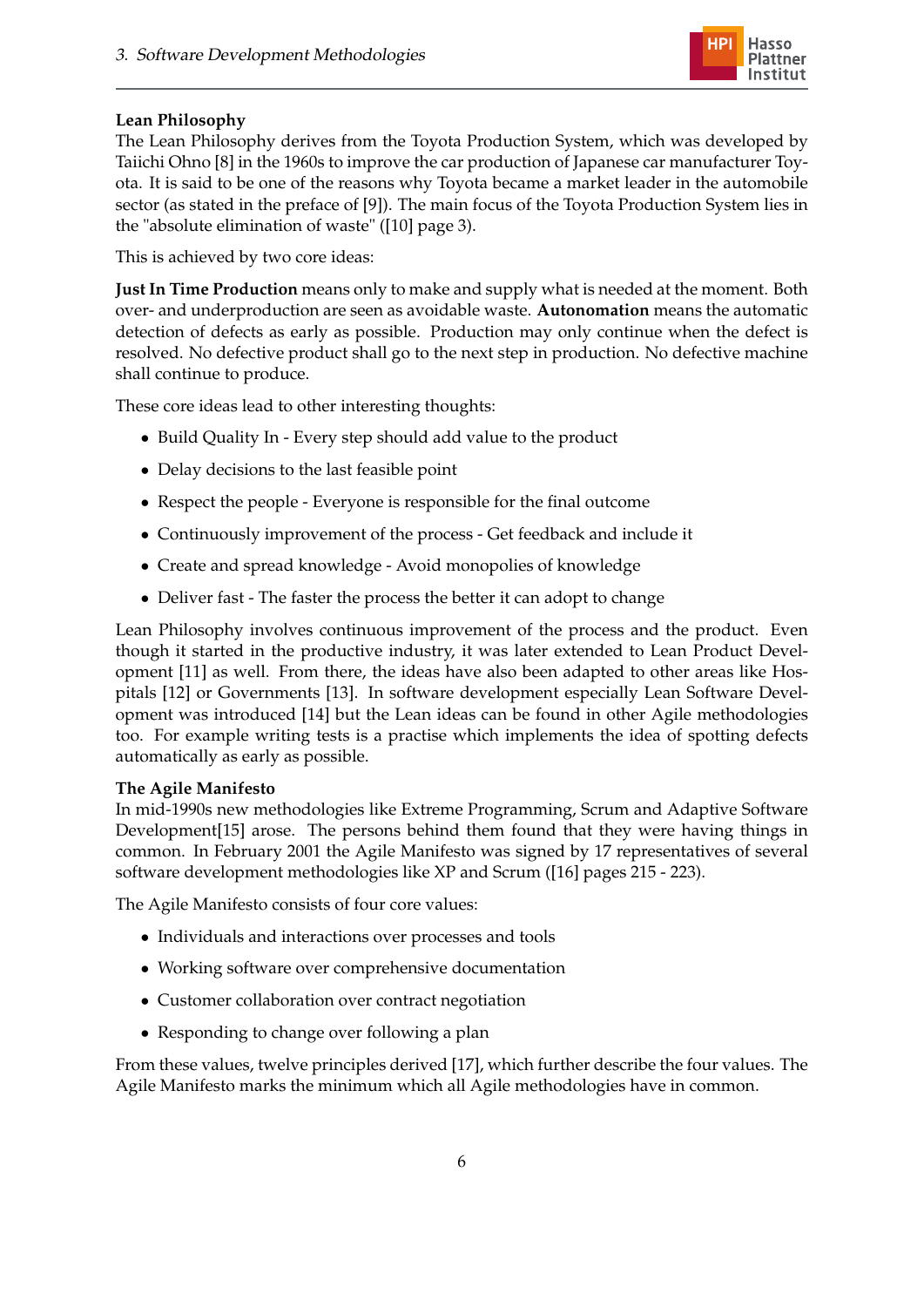**Lean Philosophy**

The Lean Philosophy derives from the Toyota Production System, which was developed by Taiichi Ohno [8] in the 1960s to improve the car production of Japanese car manufacturer Toyota. It is said to be one of the reasons why Toyota became a market leader in the automobile sector (as stated in the preface of [9]). The main focus of the Toyota Production System lies in the "absolute elimination of waste" ([10] page 3).

This is achieved by two core ideas:

**Just In Time Production** means only to make and supply what is needed at the moment. Both over- and underproduction are seen as avoidable waste. **Autonomation** means the automatic detection of defects as early as possible. Production may only continue when the defect is resolved. No defective product shall go to the next step in production. No defective machine shall continue to produce.

These core ideas lead to other interesting thoughts:

- Build Quality In - Every step should add value to the product
- Delay decisions to the last feasible point
- Respect the people - Everyone is responsible for the final outcome
- Continuously improvement of the process - Get feedback and include it
- Create and spread knowledge - Avoid monopolies of knowledge
- Deliver fast - The faster the process the better it can adopt to change

Lean Philosophy involves continuous improvement of the process and the product. Even though it started in the productive industry, it was later extended to Lean Product Development [11] as well. From there, the ideas have also been adapted to other areas like Hospitals [12] or Governments [13]. In software development especially Lean Software Development was introduced [14] but the Lean ideas can be found in other Agile methodologies too. For example writing tests is a practise which implements the idea of spotting defects automatically as early as possible.

**The Agile Manifesto**

In mid-1990s new methodologies like Extreme Programming, Scrum and Adaptive Software Development[15] arose. The persons behind them found that they were having things in common. In February 2001 the Agile Manifesto was signed by 17 representatives of several software development methodologies like XP and Scrum ([16] pages 215 - 223).

The Agile Manifesto consists of four core values:

- Individuals and interactions over processes and tools
- Working software over comprehensive documentation
- Customer collaboration over contract negotiation
- Responding to change over following a plan

From these values, twelve principles derived [17], which further describe the four values. The Agile Manifesto marks the minimum which all Agile methodologies have in common.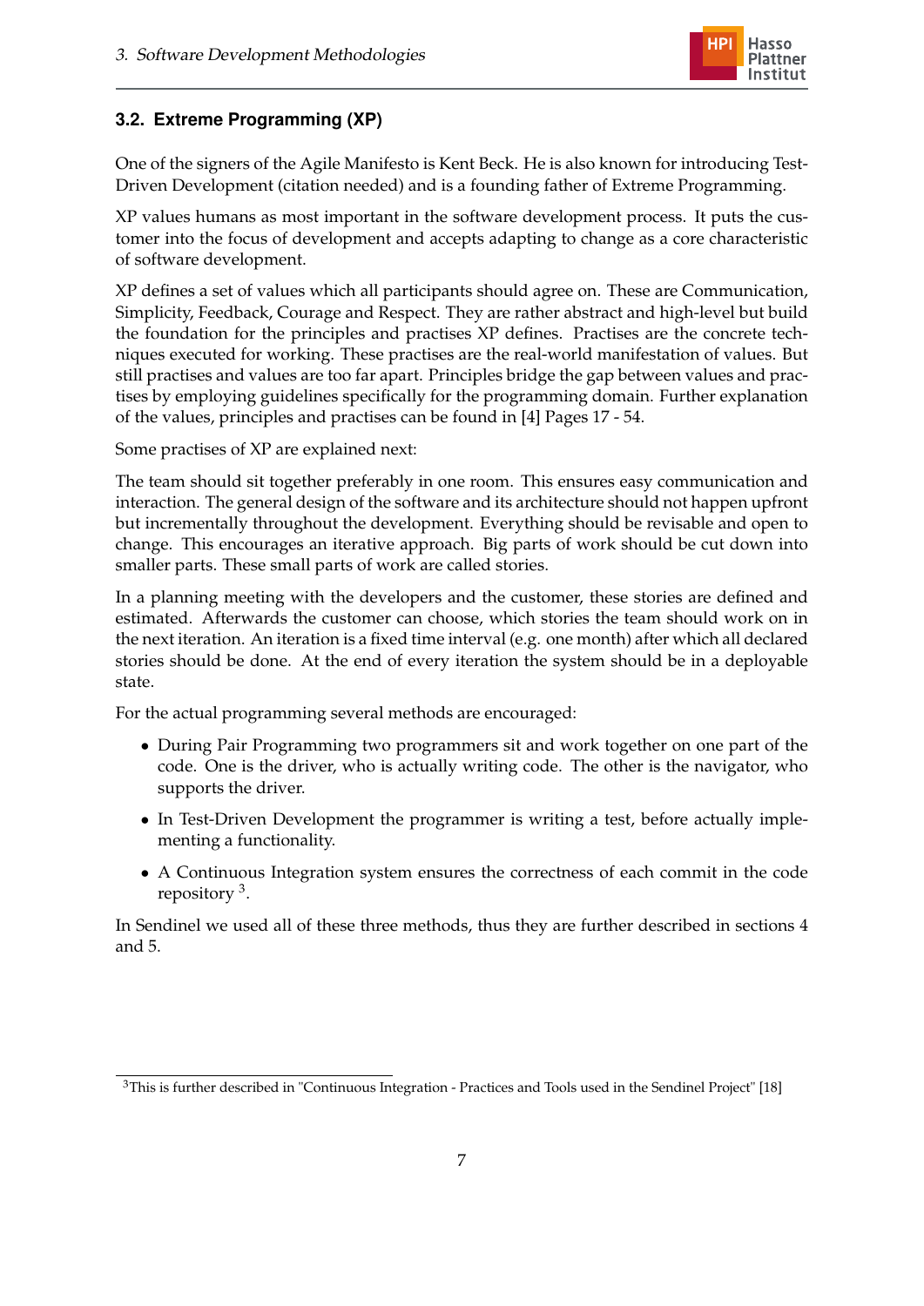### 3.2. Extreme Programming (XP)

One of the signers of the Agile Manifesto is Kent Beck. He is also known for introducing Test-Driven Development (citation needed) and is a founding father of Extreme Programming.

XP values humans as most important in the software development process. It puts the customer into the focus of development and accepts adapting to change as a core characteristic of software development.

XP defines a set of values which all participants should agree on. These are Communication, Simplicity, Feedback, Courage and Respect. They are rather abstract and high-level but build the foundation for the principles and practises XP defines. Practises are the concrete techniques executed for working. These practises are the real-world manifestation of values. But still practises and values are too far apart. Principles bridge the gap between values and practises by employing guidelines specifically for the programming domain. Further explanation of the values, principles and practises can be found in [4] Pages 17 - 54.

Some practises of XP are explained next:

The team should sit together preferably in one room. This ensures easy communication and interaction. The general design of the software and its architecture should not happen upfront but incrementally throughout the development. Everything should be revisable and open to change. This encourages an iterative approach. Big parts of work should be cut down into smaller parts. These small parts of work are called stories.

In a planning meeting with the developers and the customer, these stories are defined and estimated. Afterwards the customer can choose, which stories the team should work on in the next iteration. An iteration is a fixed time interval (e.g. one month) after which all declared stories should be done. At the end of every iteration the system should be in a deployable state.

For the actual programming several methods are encouraged:

- During Pair Programming two programmers sit and work together on one part of the code. One is the driver, who is actually writing code. The other is the navigator, who supports the driver.
- In Test-Driven Development the programmer is writing a test, before actually implementing a functionality.
- A Continuous Integration system ensures the correctness of each commit in the code repository [3].

In Sendinel we used all of these three methods, thus they are further described in sections 4 and 5.

[3] This is further described in "Continuous Integration - Practices and Tools used in the Sendinel Project" [18]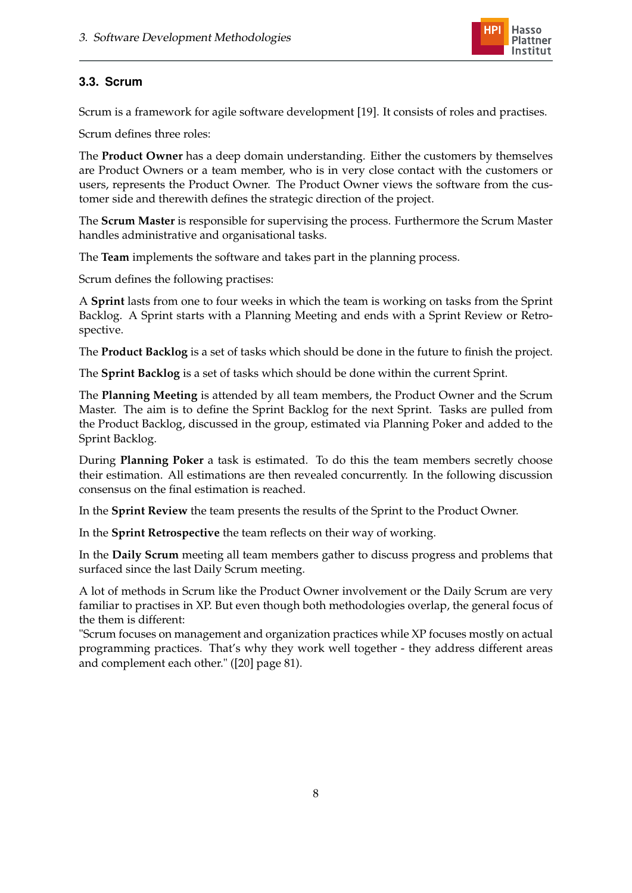## 3.3. Scrum

Scrum is a framework for agile software development [19]. It consists of roles and practises.

Scrum defines three roles:

The **Product Owner** has a deep domain understanding. Either the customers by themselves are Product Owners or a team member, who is in very close contact with the customers or users, represents the Product Owner. The Product Owner views the software from the customer side and therewith defines the strategic direction of the project.

The **Scrum Master** is responsible for supervising the process. Furthermore the Scrum Master handles administrative and organisational tasks.

The **Team** implements the software and takes part in the planning process.

Scrum defines the following practises:

A **Sprint** lasts from one to four weeks in which the team is working on tasks from the Sprint Backlog. A Sprint starts with a Planning Meeting and ends with a Sprint Review or Retrospective.

The **Product Backlog** is a set of tasks which should be done in the future to finish the project.

The **Sprint Backlog** is a set of tasks which should be done within the current Sprint.

The **Planning Meeting** is attended by all team members, the Product Owner and the Scrum Master. The aim is to define the Sprint Backlog for the next Sprint. Tasks are pulled from the Product Backlog, discussed in the group, estimated via Planning Poker and added to the Sprint Backlog.

During **Planning Poker** a task is estimated. To do this the team members secretly choose their estimation. All estimations are then revealed concurrently. In the following discussion consensus on the final estimation is reached.

In the **Sprint Review** the team presents the results of the Sprint to the Product Owner.

In the **Sprint Retrospective** the team reflects on their way of working.

In the **Daily Scrum** meeting all team members gather to discuss progress and problems that surfaced since the last Daily Scrum meeting.

A lot of methods in Scrum like the Product Owner involvement or the Daily Scrum are very familiar to practises in XP. But even though both methodologies overlap, the general focus of the them is different:
"Scrum focuses on management and organization practices while XP focuses mostly on actual programming practices. That's why they work well together - they address different areas and complement each other." ([20] page 81).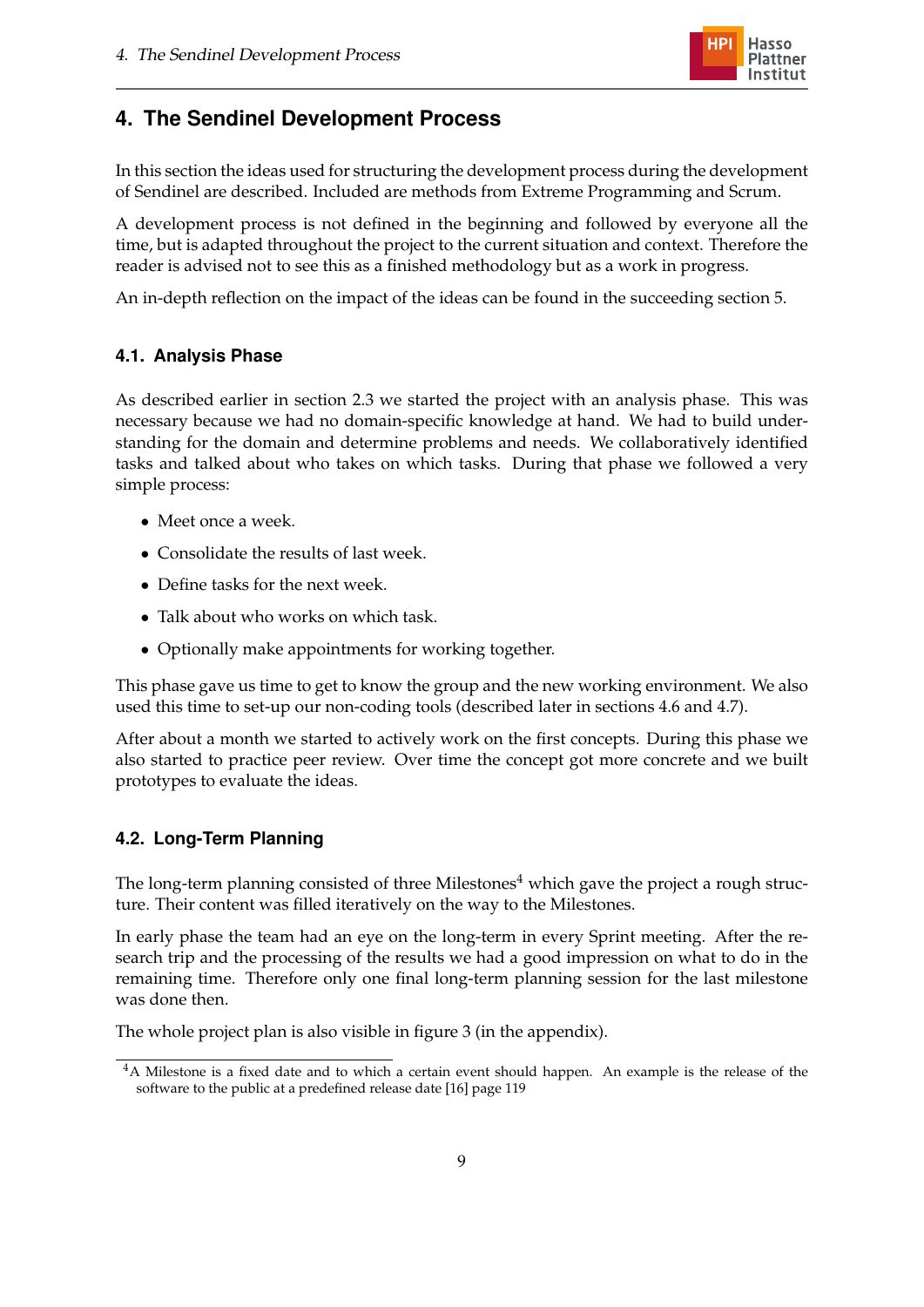# 4. The Sendinel Development Process

In this section the ideas used for structuring the development process during the development of Sendinel are described. Included are methods from Extreme Programming and Scrum.

A development process is not defined in the beginning and followed by everyone all the time, but is adapted throughout the project to the current situation and context. Therefore the reader is advised not to see this as a finished methodology but as a work in progress.

An in-depth reflection on the impact of the ideas can be found in the succeeding section 5.

## 4.1. Analysis Phase

As described earlier in section 2.3 we started the project with an analysis phase. This was necessary because we had no domain-specific knowledge at hand. We had to build understanding for the domain and determine problems and needs. We collaboratively identified tasks and talked about who takes on which tasks. During that phase we followed a very simple process:

- Meet once a week.
- Consolidate the results of last week.
- Define tasks for the next week.
- Talk about who works on which task.
- Optionally make appointments for working together.

This phase gave us time to get to know the group and the new working environment. We also used this time to set-up our non-coding tools (described later in sections 4.6 and 4.7).

After about a month we started to actively work on the first concepts. During this phase we also started to practice peer review. Over time the concept got more concrete and we built prototypes to evaluate the ideas.

## 4.2. Long-Term Planning

The long-term planning consisted of three Milestones[4] which gave the project a rough structure. Their content was filled iteratively on the way to the Milestones.

In early phase the team had an eye on the long-term in every Sprint meeting. After the research trip and the processing of the results we had a good impression on what to do in the remaining time. Therefore only one final long-term planning session for the last milestone was done then.

The whole project plan is also visible in figure 3 (in the appendix).

[4] A Milestone is a fixed date and to which a certain event should happen. An example is the release of the software to the public at a predefined release date [16] page 119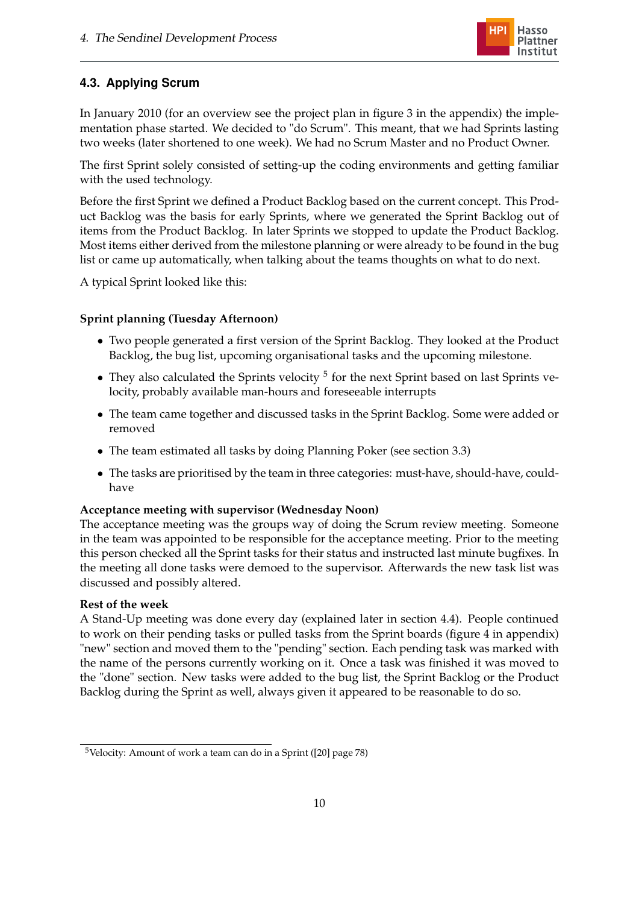### 4.3. Applying Scrum

In January 2010 (for an overview see the project plan in figure 3 in the appendix) the implementation phase started. We decided to "do Scrum". This meant, that we had Sprints lasting two weeks (later shortened to one week). We had no Scrum Master and no Product Owner.

The first Sprint solely consisted of setting-up the coding environments and getting familiar with the used technology.

Before the first Sprint we defined a Product Backlog based on the current concept. This Product Backlog was the basis for early Sprints, where we generated the Sprint Backlog out of items from the Product Backlog. In later Sprints we stopped to update the Product Backlog. Most items either derived from the milestone planning or were already to be found in the bug list or came up automatically, when talking about the teams thoughts on what to do next.

A typical Sprint looked like this:

**Sprint planning (Tuesday Afternoon)**

- Two people generated a first version of the Sprint Backlog. They looked at the Product Backlog, the bug list, upcoming organisational tasks and the upcoming milestone.
- They also calculated the Sprints velocity [5] for the next Sprint based on last Sprints velocity, probably available man-hours and foreseeable interrupts
- The team came together and discussed tasks in the Sprint Backlog. Some were added or removed
- The team estimated all tasks by doing Planning Poker (see section 3.3)
- The tasks are prioritised by the team in three categories: must-have, should-have, could-have

**Acceptance meeting with supervisor (Wednesday Noon)**
The acceptance meeting was the groups way of doing the Scrum review meeting. Someone in the team was appointed to be responsible for the acceptance meeting. Prior to the meeting this person checked all the Sprint tasks for their status and instructed last minute bugfixes. In the meeting all done tasks were demoed to the supervisor. Afterwards the new task list was discussed and possibly altered.

**Rest of the week**
A Stand-Up meeting was done every day (explained later in section 4.4). People continued to work on their pending tasks or pulled tasks from the Sprint boards (figure 4 in appendix) "new" section and moved them to the "pending" section. Each pending task was marked with the name of the persons currently working on it. Once a task was finished it was moved to the "done" section. New tasks were added to the bug list, the Sprint Backlog or the Product Backlog during the Sprint as well, always given it appeared to be reasonable to do so.

[5] Velocity: Amount of work a team can do in a Sprint ([20] page 78)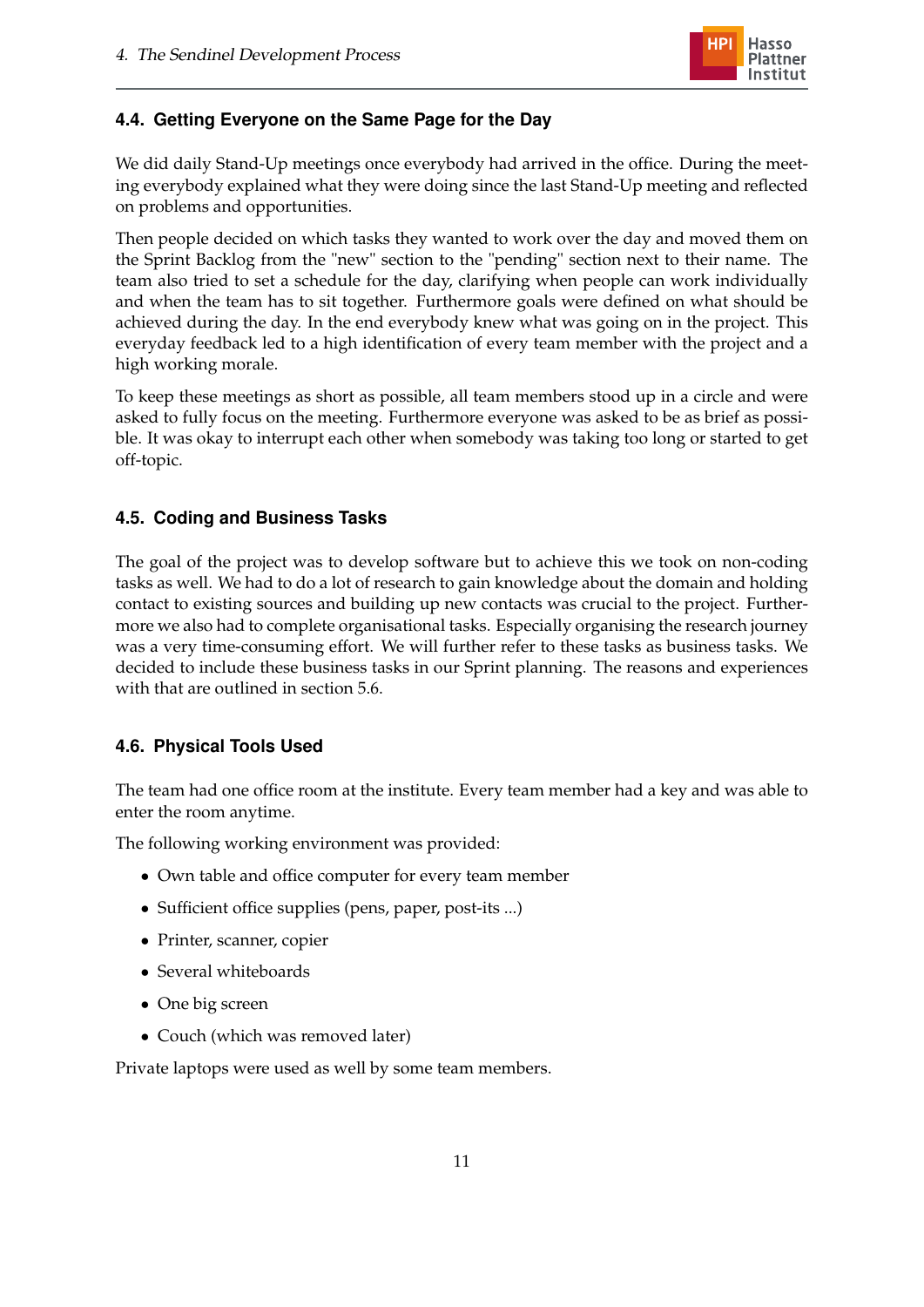## 4.4. Getting Everyone on the Same Page for the Day

We did daily Stand-Up meetings once everybody had arrived in the office. During the meeting everybody explained what they were doing since the last Stand-Up meeting and reflected on problems and opportunities.

Then people decided on which tasks they wanted to work over the day and moved them on the Sprint Backlog from the "new" section to the "pending" section next to their name. The team also tried to set a schedule for the day, clarifying when people can work individually and when the team has to sit together. Furthermore goals were defined on what should be achieved during the day. In the end everybody knew what was going on in the project. This everyday feedback led to a high identification of every team member with the project and a high working morale.

To keep these meetings as short as possible, all team members stood up in a circle and were asked to fully focus on the meeting. Furthermore everyone was asked to be as brief as possible. It was okay to interrupt each other when somebody was taking too long or started to get off-topic.

## 4.5. Coding and Business Tasks

The goal of the project was to develop software but to achieve this we took on non-coding tasks as well. We had to do a lot of research to gain knowledge about the domain and holding contact to existing sources and building up new contacts was crucial to the project. Furthermore we also had to complete organisational tasks. Especially organising the research journey was a very time-consuming effort. We will further refer to these tasks as business tasks. We decided to include these business tasks in our Sprint planning. The reasons and experiences with that are outlined in section 5.6.

## 4.6. Physical Tools Used

The team had one office room at the institute. Every team member had a key and was able to enter the room anytime.

The following working environment was provided:

- Own table and office computer for every team member
- Sufficient office supplies (pens, paper, post-its ...)
- Printer, scanner, copier
- Several whiteboards
- One big screen
- Couch (which was removed later)

Private laptops were used as well by some team members.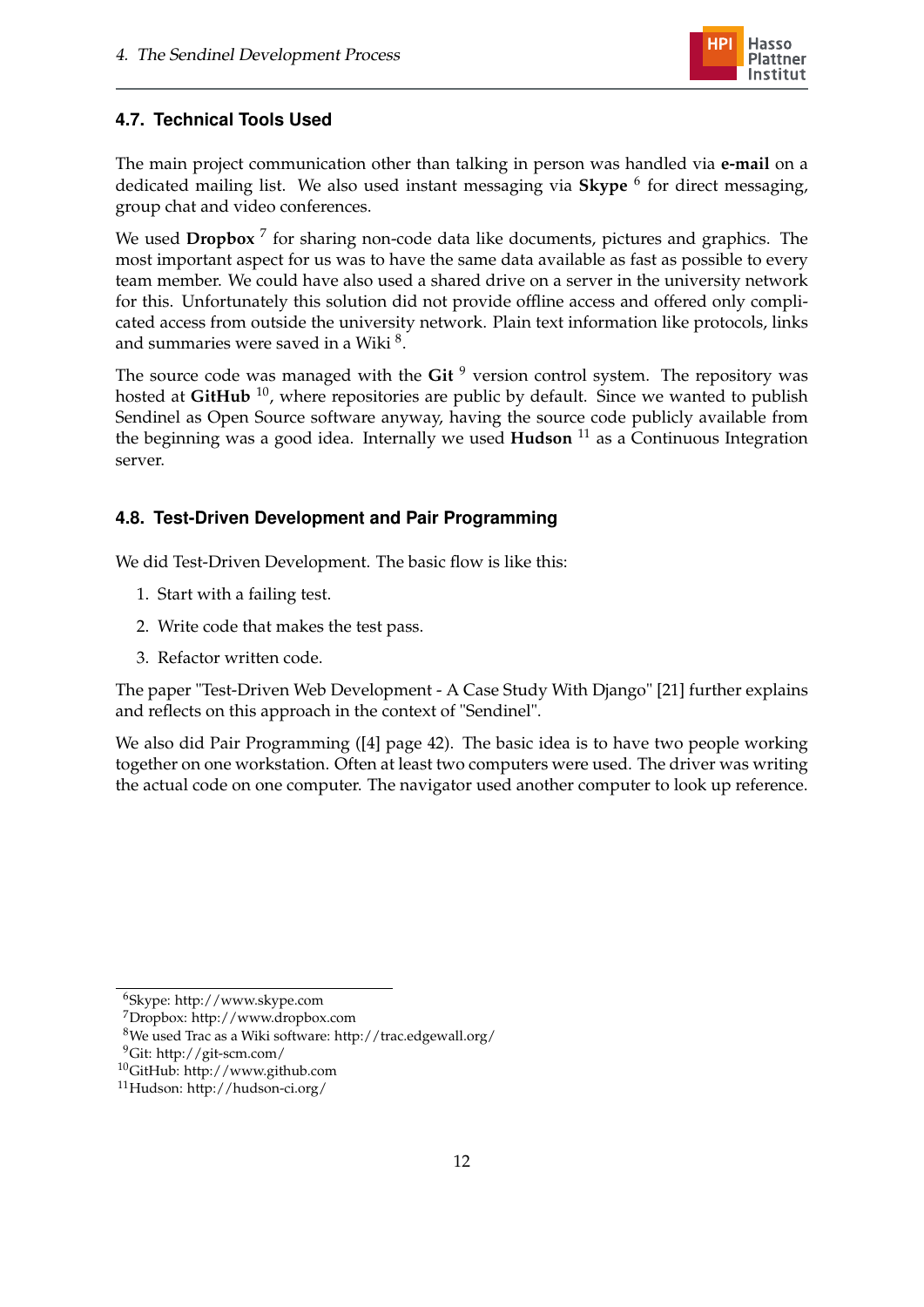## 4.7. Technical Tools Used

The main project communication other than talking in person was handled via **e-mail** on a dedicated mailing list. We also used instant messaging via **Skype** [6] for direct messaging, group chat and video conferences.

We used **Dropbox** [7] for sharing non-code data like documents, pictures and graphics. The most important aspect for us was to have the same data available as fast as possible to every team member. We could have also used a shared drive on a server in the university network for this. Unfortunately this solution did not provide offline access and offered only complicated access from outside the university network. Plain text information like protocols, links and summaries were saved in a Wiki [8].

The source code was managed with the **Git** [9] version control system. The repository was hosted at **GitHub** [10], where repositories are public by default. Since we wanted to publish Sendinel as Open Source software anyway, having the source code publicly available from the beginning was a good idea. Internally we used **Hudson** [11] as a Continuous Integration server.

## 4.8. Test-Driven Development and Pair Programming

We did Test-Driven Development. The basic flow is like this:

1. Start with a failing test.
2. Write code that makes the test pass.
3. Refactor written code.

The paper "Test-Driven Web Development - A Case Study With Django" [21] further explains and reflects on this approach in the context of "Sendinel".

We also did Pair Programming ([4] page 42). The basic idea is to have two people working together on one workstation. Often at least two computers were used. The driver was writing the actual code on one computer. The navigator used another computer to look up reference.

[6] Skype: http://www.skype.com
[7] Dropbox: http://www.dropbox.com
[8] We used Trac as a Wiki software: http://trac.edgewall.org/
[9] Git: http://git-scm.com/
[10] GitHub: http://www.github.com
[11] Hudson: http://hudson-ci.org/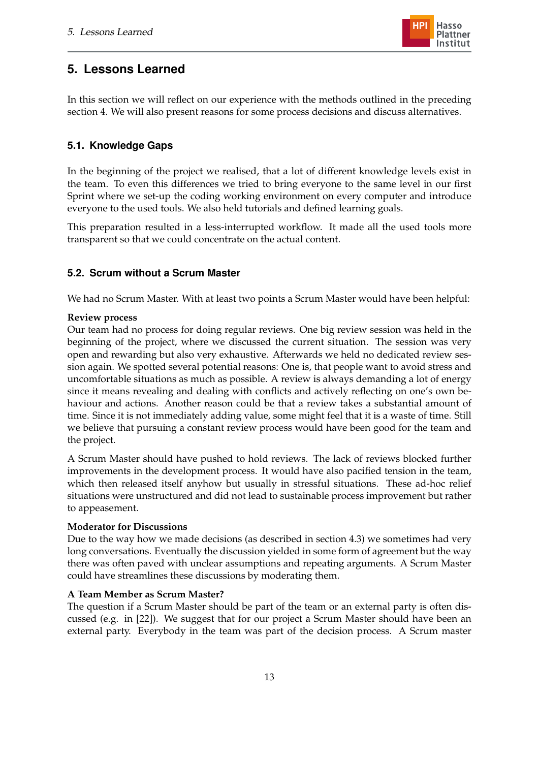# 5. Lessons Learned

In this section we will reflect on our experience with the methods outlined in the preceding section 4. We will also present reasons for some process decisions and discuss alternatives.

## 5.1. Knowledge Gaps

In the beginning of the project we realised, that a lot of different knowledge levels exist in the team. To even this differences we tried to bring everyone to the same level in our first Sprint where we set-up the coding working environment on every computer and introduce everyone to the used tools. We also held tutorials and defined learning goals.

This preparation resulted in a less-interrupted workflow. It made all the used tools more transparent so that we could concentrate on the actual content.

## 5.2. Scrum without a Scrum Master

We had no Scrum Master. With at least two points a Scrum Master would have been helpful:

**Review process**
Our team had no process for doing regular reviews. One big review session was held in the beginning of the project, where we discussed the current situation. The session was very open and rewarding but also very exhaustive. Afterwards we held no dedicated review session again. We spotted several potential reasons: One is, that people want to avoid stress and uncomfortable situations as much as possible. A review is always demanding a lot of energy since it means revealing and dealing with conflicts and actively reflecting on one's own behaviour and actions. Another reason could be that a review takes a substantial amount of time. Since it is not immediately adding value, some might feel that it is a waste of time. Still we believe that pursuing a constant review process would have been good for the team and the project.

A Scrum Master should have pushed to hold reviews. The lack of reviews blocked further improvements in the development process. It would have also pacified tension in the team, which then released itself anyhow but usually in stressful situations. These ad-hoc relief situations were unstructured and did not lead to sustainable process improvement but rather to appeasement.

**Moderator for Discussions**
Due to the way how we made decisions (as described in section 4.3) we sometimes had very long conversations. Eventually the discussion yielded in some form of agreement but the way there was often paved with unclear assumptions and repeating arguments. A Scrum Master could have streamlines these discussions by moderating them.

**A Team Member as Scrum Master?**
The question if a Scrum Master should be part of the team or an external party is often discussed (e.g. in [22]). We suggest that for our project a Scrum Master should have been an external party. Everybody in the team was part of the decision process. A Scrum master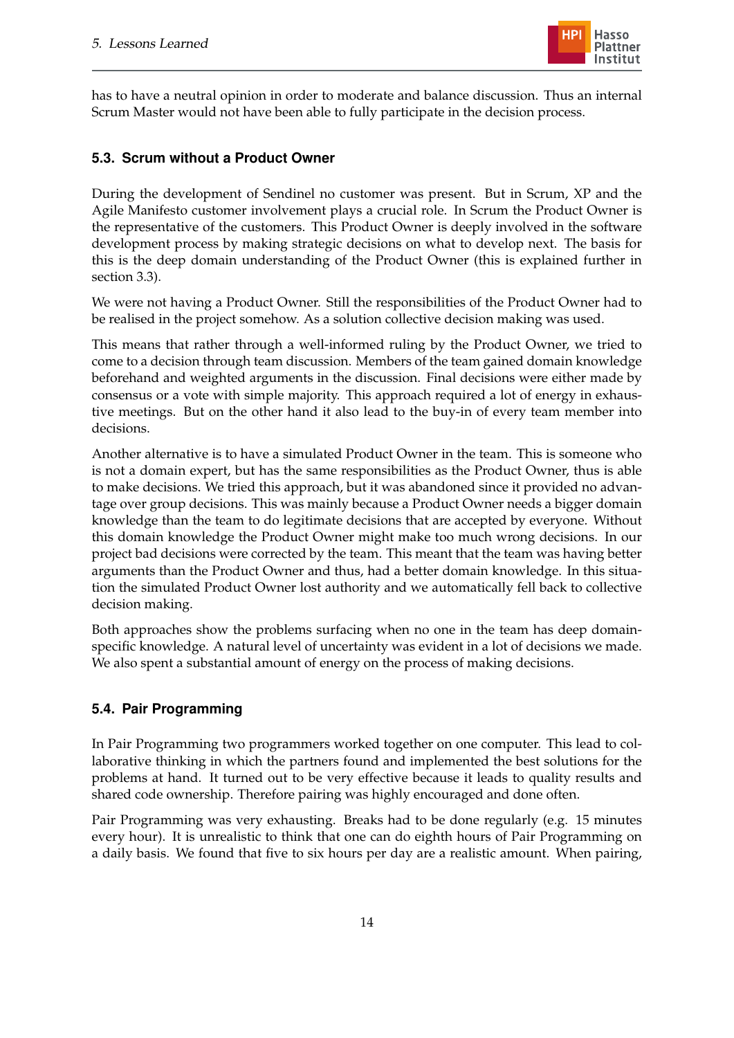has to have a neutral opinion in order to moderate and balance discussion. Thus an internal Scrum Master would not have been able to fully participate in the decision process.

### 5.3. Scrum without a Product Owner

During the development of Sendinel no customer was present. But in Scrum, XP and the Agile Manifesto customer involvement plays a crucial role. In Scrum the Product Owner is the representative of the customers. This Product Owner is deeply involved in the software development process by making strategic decisions on what to develop next. The basis for this is the deep domain understanding of the Product Owner (this is explained further in section 3.3).

We were not having a Product Owner. Still the responsibilities of the Product Owner had to be realised in the project somehow. As a solution collective decision making was used.

This means that rather through a well-informed ruling by the Product Owner, we tried to come to a decision through team discussion. Members of the team gained domain knowledge beforehand and weighted arguments in the discussion. Final decisions were either made by consensus or a vote with simple majority. This approach required a lot of energy in exhaustive meetings. But on the other hand it also lead to the buy-in of every team member into decisions.

Another alternative is to have a simulated Product Owner in the team. This is someone who is not a domain expert, but has the same responsibilities as the Product Owner, thus is able to make decisions. We tried this approach, but it was abandoned since it provided no advantage over group decisions. This was mainly because a Product Owner needs a bigger domain knowledge than the team to do legitimate decisions that are accepted by everyone. Without this domain knowledge the Product Owner might make too much wrong decisions. In our project bad decisions were corrected by the team. This meant that the team was having better arguments than the Product Owner and thus, had a better domain knowledge. In this situation the simulated Product Owner lost authority and we automatically fell back to collective decision making.

Both approaches show the problems surfacing when no one in the team has deep domain-specific knowledge. A natural level of uncertainty was evident in a lot of decisions we made. We also spent a substantial amount of energy on the process of making decisions.

### 5.4. Pair Programming

In Pair Programming two programmers worked together on one computer. This lead to collaborative thinking in which the partners found and implemented the best solutions for the problems at hand. It turned out to be very effective because it leads to quality results and shared code ownership. Therefore pairing was highly encouraged and done often.

Pair Programming was very exhausting. Breaks had to be done regularly (e.g. 15 minutes every hour). It is unrealistic to think that one can do eighth hours of Pair Programming on a daily basis. We found that five to six hours per day are a realistic amount. When pairing,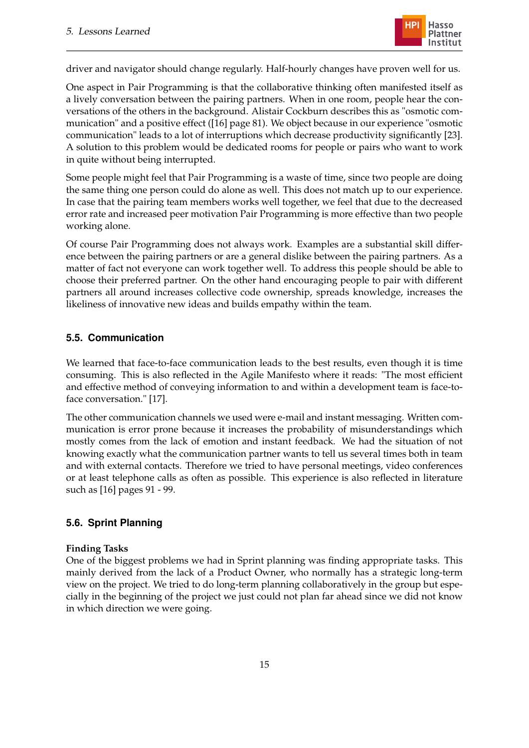driver and navigator should change regularly. Half-hourly changes have proven well for us.

One aspect in Pair Programming is that the collaborative thinking often manifested itself as a lively conversation between the pairing partners. When in one room, people hear the conversations of the others in the background. Alistair Cockburn describes this as "osmotic communication" and a positive effect ([16] page 81). We object because in our experience "osmotic communication" leads to a lot of interruptions which decrease productivity significantly [23]. A solution to this problem would be dedicated rooms for people or pairs who want to work in quite without being interrupted.

Some people might feel that Pair Programming is a waste of time, since two people are doing the same thing one person could do alone as well. This does not match up to our experience. In case that the pairing team members works well together, we feel that due to the decreased error rate and increased peer motivation Pair Programming is more effective than two people working alone.

Of course Pair Programming does not always work. Examples are a substantial skill difference between the pairing partners or are a general dislike between the pairing partners. As a matter of fact not everyone can work together well. To address this people should be able to choose their preferred partner. On the other hand encouraging people to pair with different partners all around increases collective code ownership, spreads knowledge, increases the likeliness of innovative new ideas and builds empathy within the team.

## 5.5. Communication

We learned that face-to-face communication leads to the best results, even though it is time consuming. This is also reflected in the Agile Manifesto where it reads: "The most efficient and effective method of conveying information to and within a development team is face-to-face conversation." [17].

The other communication channels we used were e-mail and instant messaging. Written communication is error prone because it increases the probability of misunderstandings which mostly comes from the lack of emotion and instant feedback. We had the situation of not knowing exactly what the communication partner wants to tell us several times both in team and with external contacts. Therefore we tried to have personal meetings, video conferences or at least telephone calls as often as possible. This experience is also reflected in literature such as [16] pages 91 - 99.

## 5.6. Sprint Planning

**Finding Tasks**
One of the biggest problems we had in Sprint planning was finding appropriate tasks. This mainly derived from the lack of a Product Owner, who normally has a strategic long-term view on the project. We tried to do long-term planning collaboratively in the group but especially in the beginning of the project we just could not plan far ahead since we did not know in which direction we were going.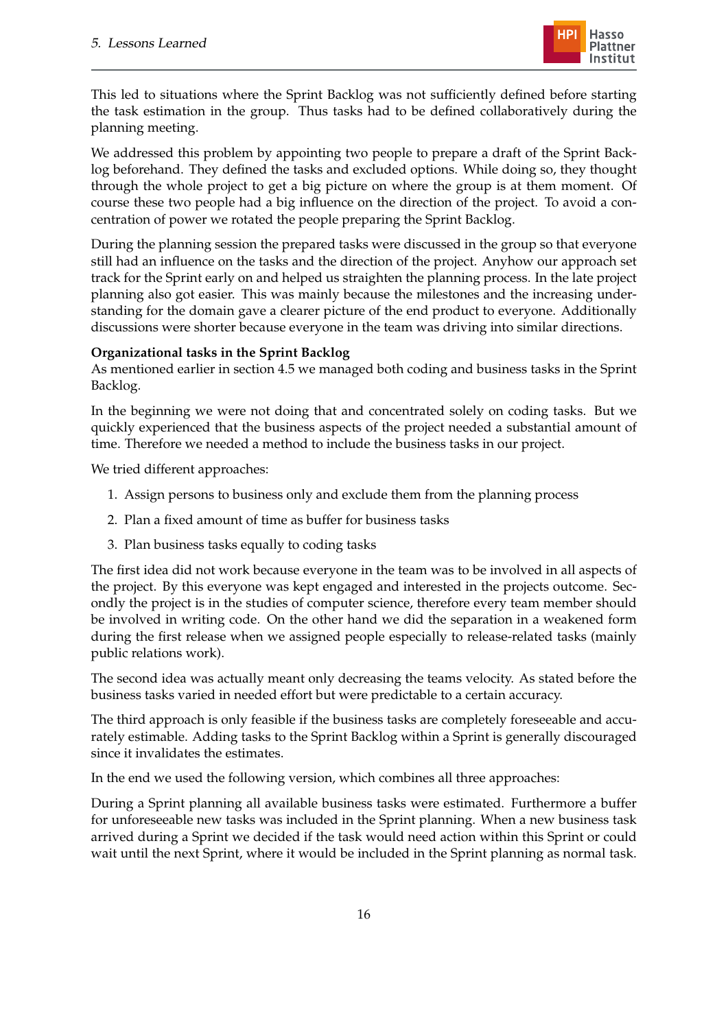This led to situations where the Sprint Backlog was not sufficiently defined before starting the task estimation in the group. Thus tasks had to be defined collaboratively during the planning meeting.

We addressed this problem by appointing two people to prepare a draft of the Sprint Backlog beforehand. They defined the tasks and excluded options. While doing so, they thought through the whole project to get a big picture on where the group is at them moment. Of course these two people had a big influence on the direction of the project. To avoid a concentration of power we rotated the people preparing the Sprint Backlog.

During the planning session the prepared tasks were discussed in the group so that everyone still had an influence on the tasks and the direction of the project. Anyhow our approach set track for the Sprint early on and helped us straighten the planning process. In the late project planning also got easier. This was mainly because the milestones and the increasing understanding for the domain gave a clearer picture of the end product to everyone. Additionally discussions were shorter because everyone in the team was driving into similar directions.

**Organizational tasks in the Sprint Backlog**
As mentioned earlier in section 4.5 we managed both coding and business tasks in the Sprint Backlog.

In the beginning we were not doing that and concentrated solely on coding tasks. But we quickly experienced that the business aspects of the project needed a substantial amount of time. Therefore we needed a method to include the business tasks in our project.

We tried different approaches:

1. Assign persons to business only and exclude them from the planning process
2. Plan a fixed amount of time as buffer for business tasks
3. Plan business tasks equally to coding tasks

The first idea did not work because everyone in the team was to be involved in all aspects of the project. By this everyone was kept engaged and interested in the projects outcome. Secondly the project is in the studies of computer science, therefore every team member should be involved in writing code. On the other hand we did the separation in a weakened form during the first release when we assigned people especially to release-related tasks (mainly public relations work).

The second idea was actually meant only decreasing the teams velocity. As stated before the business tasks varied in needed effort but were predictable to a certain accuracy.

The third approach is only feasible if the business tasks are completely foreseeable and accurately estimable. Adding tasks to the Sprint Backlog within a Sprint is generally discouraged since it invalidates the estimates.

In the end we used the following version, which combines all three approaches:

During a Sprint planning all available business tasks were estimated. Furthermore a buffer for unforeseeable new tasks was included in the Sprint planning. When a new business task arrived during a Sprint we decided if the task would need action within this Sprint or could wait until the next Sprint, where it would be included in the Sprint planning as normal task.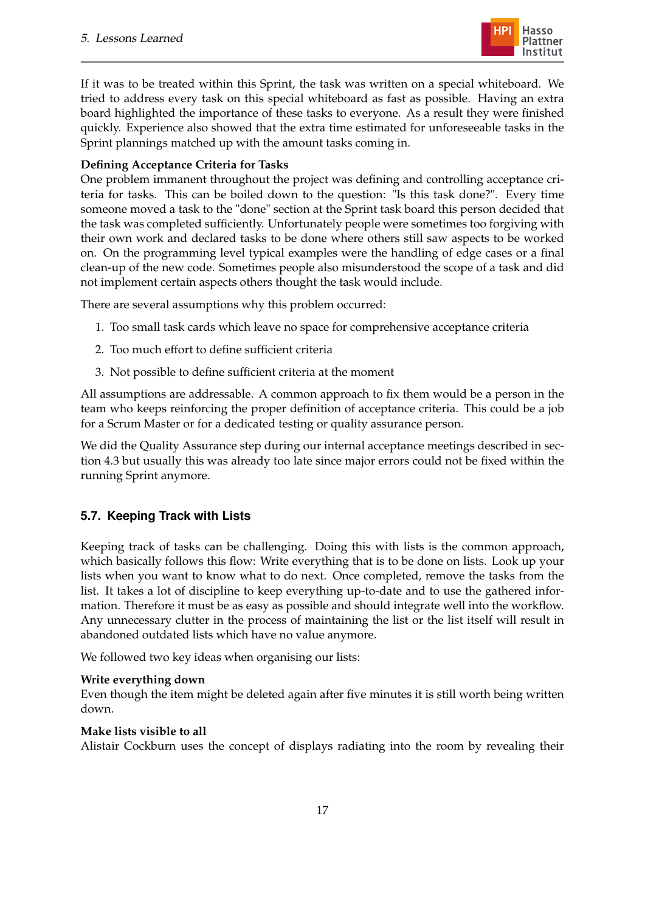If it was to be treated within this Sprint, the task was written on a special whiteboard. We tried to address every task on this special whiteboard as fast as possible. Having an extra board highlighted the importance of these tasks to everyone. As a result they were finished quickly. Experience also showed that the extra time estimated for unforeseeable tasks in the Sprint plannings matched up with the amount tasks coming in.

**Defining Acceptance Criteria for Tasks**
One problem immanent throughout the project was defining and controlling acceptance criteria for tasks. This can be boiled down to the question: "Is this task done?". Every time someone moved a task to the "done" section at the Sprint task board this person decided that the task was completed sufficiently. Unfortunately people were sometimes too forgiving with their own work and declared tasks to be done where others still saw aspects to be worked on. On the programming level typical examples were the handling of edge cases or a final clean-up of the new code. Sometimes people also misunderstood the scope of a task and did not implement certain aspects others thought the task would include.

There are several assumptions why this problem occurred:

1. Too small task cards which leave no space for comprehensive acceptance criteria
2. Too much effort to define sufficient criteria
3. Not possible to define sufficient criteria at the moment

All assumptions are addressable. A common approach to fix them would be a person in the team who keeps reinforcing the proper definition of acceptance criteria. This could be a job for a Scrum Master or for a dedicated testing or quality assurance person.

We did the Quality Assurance step during our internal acceptance meetings described in section 4.3 but usually this was already too late since major errors could not be fixed within the running Sprint anymore.

### 5.7. Keeping Track with Lists

Keeping track of tasks can be challenging. Doing this with lists is the common approach, which basically follows this flow: Write everything that is to be done on lists. Look up your lists when you want to know what to do next. Once completed, remove the tasks from the list. It takes a lot of discipline to keep everything up-to-date and to use the gathered information. Therefore it must be as easy as possible and should integrate well into the workflow. Any unnecessary clutter in the process of maintaining the list or the list itself will result in abandoned outdated lists which have no value anymore.

We followed two key ideas when organising our lists:

**Write everything down**
Even though the item might be deleted again after five minutes it is still worth being written down.

**Make lists visible to all**
Alistair Cockburn uses the concept of displays radiating into the room by revealing their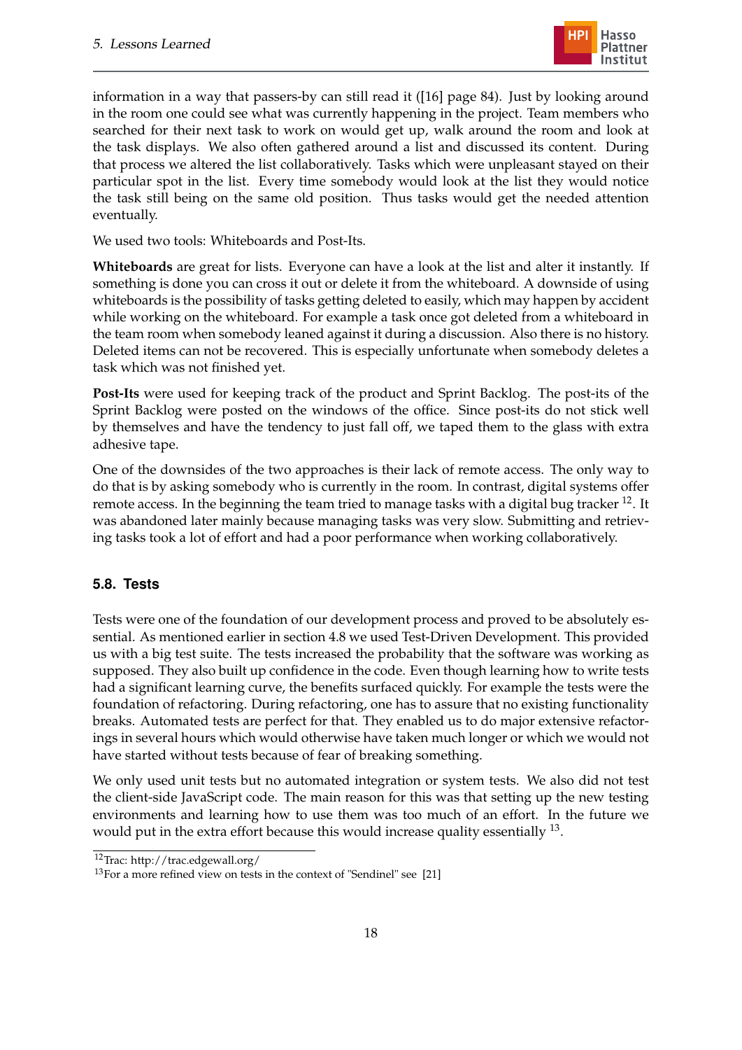information in a way that passers-by can still read it ([16] page 84). Just by looking around in the room one could see what was currently happening in the project. Team members who searched for their next task to work on would get up, walk around the room and look at the task displays. We also often gathered around a list and discussed its content. During that process we altered the list collaboratively. Tasks which were unpleasant stayed on their particular spot in the list. Every time somebody would look at the list they would notice the task still being on the same old position. Thus tasks would get the needed attention eventually.

We used two tools: Whiteboards and Post-Its.

**Whiteboards** are great for lists. Everyone can have a look at the list and alter it instantly. If something is done you can cross it out or delete it from the whiteboard. A downside of using whiteboards is the possibility of tasks getting deleted to easily, which may happen by accident while working on the whiteboard. For example a task once got deleted from a whiteboard in the team room when somebody leaned against it during a discussion. Also there is no history. Deleted items can not be recovered. This is especially unfortunate when somebody deletes a task which was not finished yet.

**Post-Its** were used for keeping track of the product and Sprint Backlog. The post-its of the Sprint Backlog were posted on the windows of the office. Since post-its do not stick well by themselves and have the tendency to just fall off, we taped them to the glass with extra adhesive tape.

One of the downsides of the two approaches is their lack of remote access. The only way to do that is by asking somebody who is currently in the room. In contrast, digital systems offer remote access. In the beginning the team tried to manage tasks with a digital bug tracker [12]. It was abandoned later mainly because managing tasks was very slow. Submitting and retrieving tasks took a lot of effort and had a poor performance when working collaboratively.

## 5.8. Tests

Tests were one of the foundation of our development process and proved to be absolutely essential. As mentioned earlier in section 4.8 we used Test-Driven Development. This provided us with a big test suite. The tests increased the probability that the software was working as supposed. They also built up confidence in the code. Even though learning how to write tests had a significant learning curve, the benefits surfaced quickly. For example the tests were the foundation of refactoring. During refactoring, one has to assure that no existing functionality breaks. Automated tests are perfect for that. They enabled us to do major extensive refactorings in several hours which would otherwise have taken much longer or which we would not have started without tests because of fear of breaking something.

We only used unit tests but no automated integration or system tests. We also did not test the client-side JavaScript code. The main reason for this was that setting up the new testing environments and learning how to use them was too much of an effort. In the future we would put in the extra effort because this would increase quality essentially [13].

[12] Trac: http://trac.edgewall.org/

[13] For a more refined view on tests in the context of "Sendinel" see [21]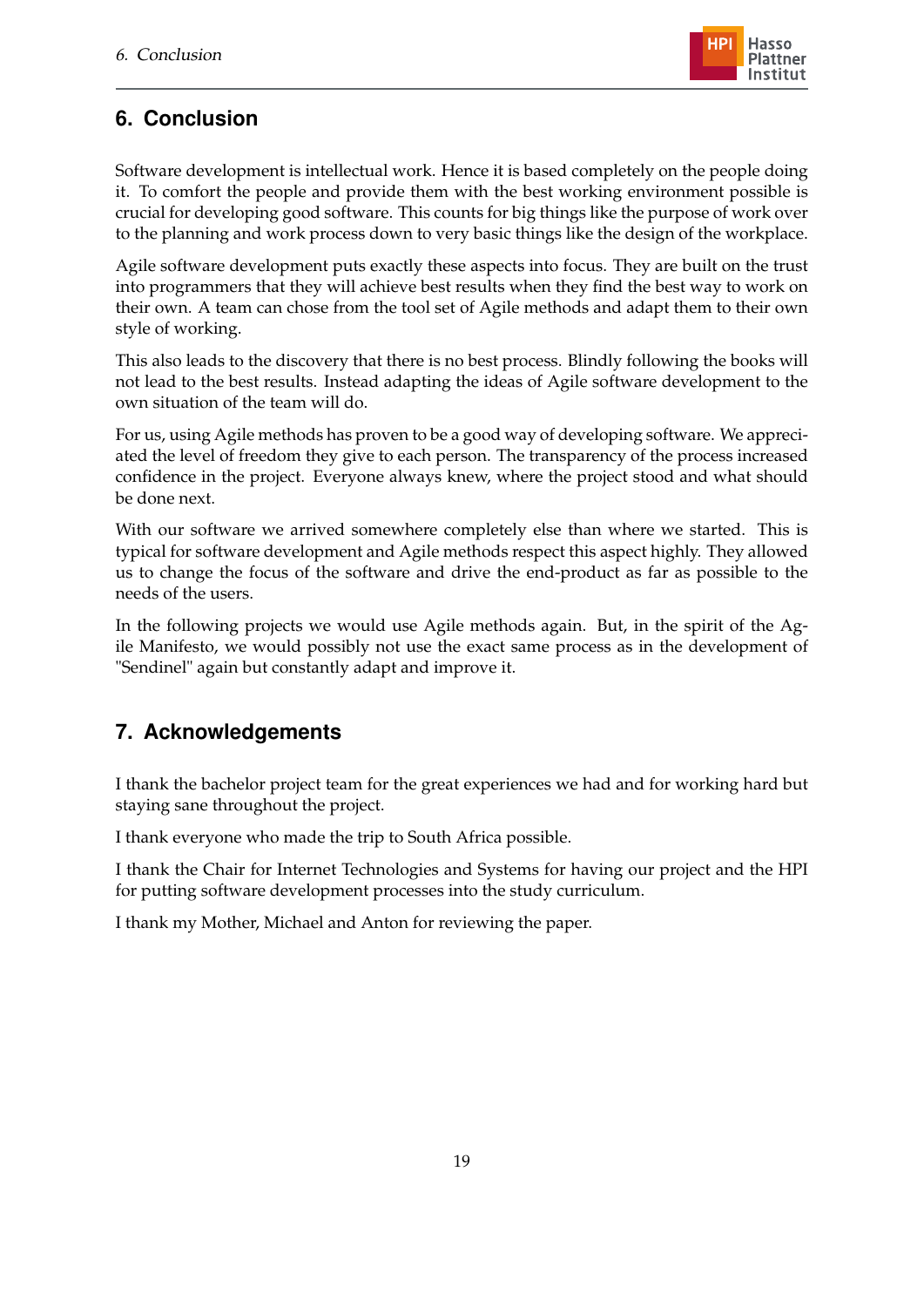## 6. Conclusion

Software development is intellectual work. Hence it is based completely on the people doing it. To comfort the people and provide them with the best working environment possible is crucial for developing good software. This counts for big things like the purpose of work over to the planning and work process down to very basic things like the design of the workplace.

Agile software development puts exactly these aspects into focus. They are built on the trust into programmers that they will achieve best results when they find the best way to work on their own. A team can chose from the tool set of Agile methods and adapt them to their own style of working.

This also leads to the discovery that there is no best process. Blindly following the books will not lead to the best results. Instead adapting the ideas of Agile software development to the own situation of the team will do.

For us, using Agile methods has proven to be a good way of developing software. We appreciated the level of freedom they give to each person. The transparency of the process increased confidence in the project. Everyone always knew, where the project stood and what should be done next.

With our software we arrived somewhere completely else than where we started. This is typical for software development and Agile methods respect this aspect highly. They allowed us to change the focus of the software and drive the end-product as far as possible to the needs of the users.

In the following projects we would use Agile methods again. But, in the spirit of the Agile Manifesto, we would possibly not use the exact same process as in the development of "Sendinel" again but constantly adapt and improve it.

## 7. Acknowledgements

I thank the bachelor project team for the great experiences we had and for working hard but staying sane throughout the project.

I thank everyone who made the trip to South Africa possible.

I thank the Chair for Internet Technologies and Systems for having our project and the HPI for putting software development processes into the study curriculum.

I thank my Mother, Michael and Anton for reviewing the paper.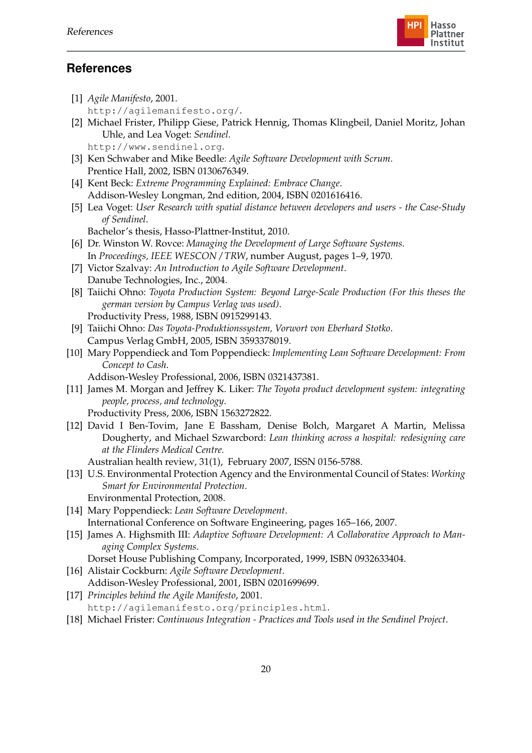## References

[1] *Agile Manifesto*, 2001.
`http://agilemanifesto.org/`.

[2] Michael Frister, Philipp Giese, Patrick Hennig, Thomas Klingbeil, Daniel Moritz, Johan Uhle, and Lea Voget: *Sendinel*.
`http://www.sendinel.org`.

[3] Ken Schwaber and Mike Beedle: *Agile Software Development with Scrum*.
Prentice Hall, 2002, ISBN 0130676349.

[4] Kent Beck: *Extreme Programming Explained: Embrace Change*.
Addison-Wesley Longman, 2nd edition, 2004, ISBN 0201616416.

[5] Lea Voget: *User Research with spatial distance between developers and users - the Case-Study of Sendinel*.
Bachelor's thesis, Hasso-Plattner-Institut, 2010.

[6] Dr. Winston W. Rovce: *Managing the Development of Large Software Systems*.
In *Proceedings, IEEE WESCON / TRW*, number August, pages 1–9, 1970.

[7] Victor Szalvay: *An Introduction to Agile Software Development*.
Danube Technologies, Inc., 2004.

[8] Taiichi Ohno: *Toyota Production System: Beyond Large-Scale Production (For this theses the german version by Campus Verlag was used)*.
Productivity Press, 1988, ISBN 0915299143.

[9] Taiichi Ohno: *Das Toyota-Produktionssystem, Vorwort von Eberhard Stotko*.
Campus Verlag GmbH, 2005, ISBN 3593378019.

[10] Mary Poppendieck and Tom Poppendieck: *Implementing Lean Software Development: From Concept to Cash*.
Addison-Wesley Professional, 2006, ISBN 0321437381.

[11] James M. Morgan and Jeffrey K. Liker: *The Toyota product development system: integrating people, process, and technology*.
Productivity Press, 2006, ISBN 1563272822.

[12] David I Ben-Tovim, Jane E Bassham, Denise Bolch, Margaret A Martin, Melissa Dougherty, and Michael Szwarcbord: *Lean thinking across a hospital: redesigning care at the Flinders Medical Centre.*
Australian health review, 31(1), February 2007, ISSN 0156-5788.

[13] U.S. Environmental Protection Agency and the Environmental Council of States: *Working Smart for Environmental Protection*.
Environmental Protection, 2008.

[14] Mary Poppendieck: *Lean Software Development*.
International Conference on Software Engineering, pages 165–166, 2007.

[15] James A. Highsmith III: *Adaptive Software Development: A Collaborative Approach to Managing Complex Systems*.
Dorset House Publishing Company, Incorporated, 1999, ISBN 0932633404.

[16] Alistair Cockburn: *Agile Software Development*.
Addison-Wesley Professional, 2001, ISBN 0201699699.

[17] *Principles behind the Agile Manifesto*, 2001.
`http://agilemanifesto.org/principles.html`.

[18] Michael Frister: *Continuous Integration - Practices and Tools used in the Sendinel Project*.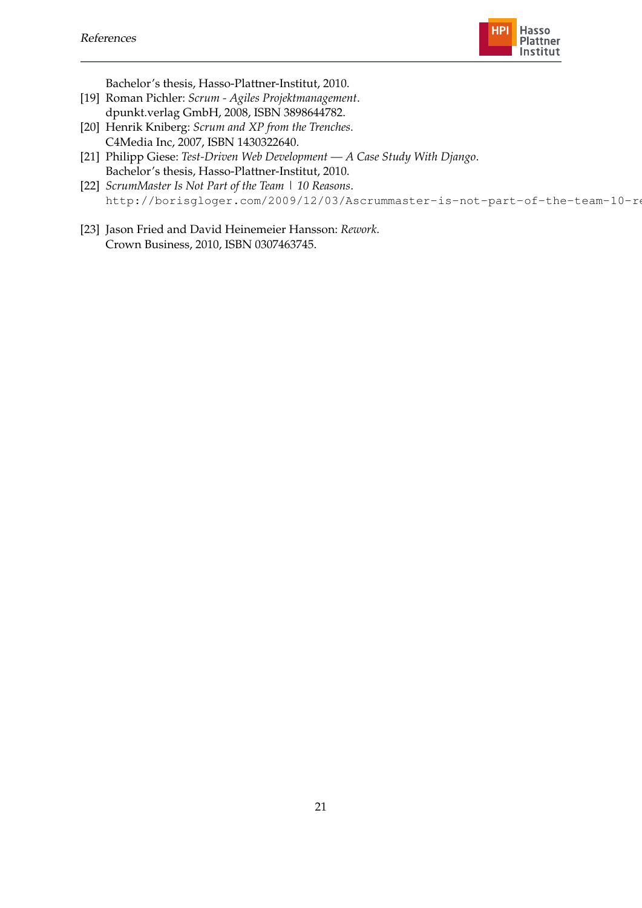Bachelor's thesis, Hasso-Plattner-Institut, 2010.

[19] Roman Pichler: *Scrum - Agiles Projektmanagement*. dpunkt.verlag GmbH, 2008, ISBN 3898644782.

[20] Henrik Kniberg: *Scrum and XP from the Trenches*. C4Media Inc, 2007, ISBN 1430322640.

[21] Philipp Giese: *Test-Driven Web Development — A Case Study With Django*. Bachelor's thesis, Hasso-Plattner-Institut, 2010.

[22] *ScrumMaster Is Not Part of the Team | 10 Reasons*. `http://borisgloger.com/2009/12/03/Ascrummaster-is-not-part-of-the-team-10-re`

[23] Jason Fried and David Heinemeier Hansson: *Rework*. Crown Business, 2010, ISBN 0307463745.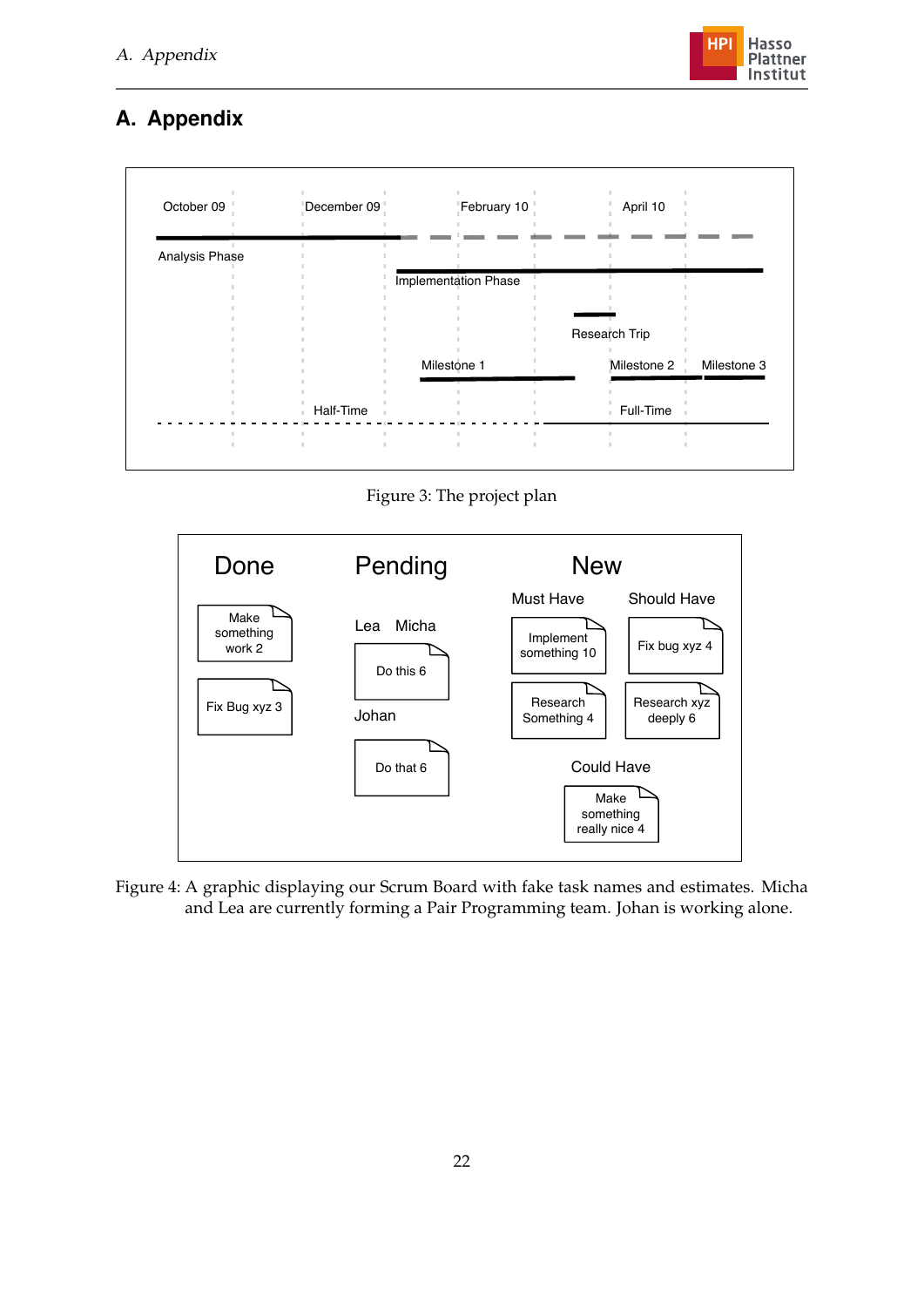# A. Appendix

October 09
December 09
February 10
April 10
Analysis Phase
Implementation Phase
Research Trip
Milestone 1
Milestone 2
Milestone 3
Half-Time
Full-Time

Figure 3: The project plan

Done
Make something work 2
Fix Bug xyz 3

Pending
Lea Micha
Do this 6
Johan
Do that 6

New
Must Have
Implement something 10
Research Something 4
Should Have
Fix bug xyz 4
Research xyz deeply 6
Could Have
Make something really nice 4

Figure 4: A graphic displaying our Scrum Board with fake task names and estimates. Micha and Lea are currently forming a Pair Programming team. Johan is working alone.